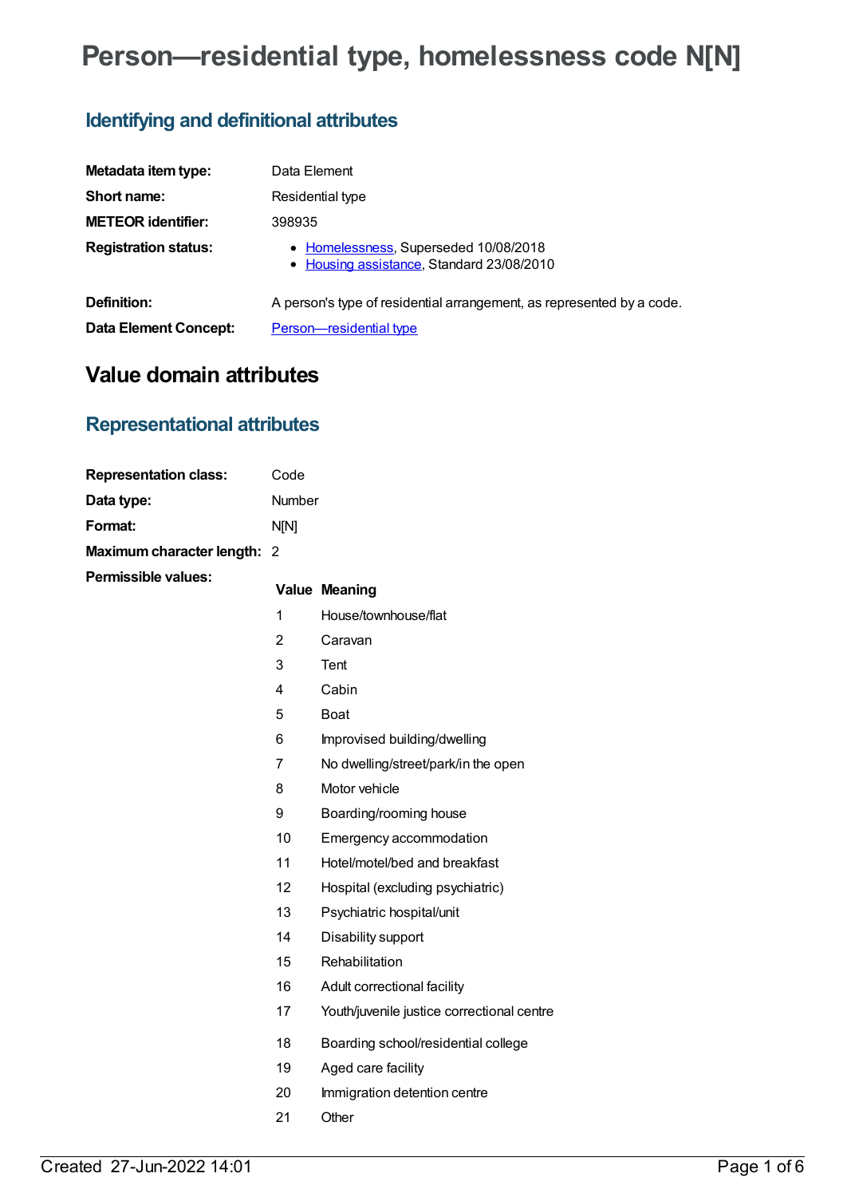# Person—residential type, homelessness code N[N]

## Identifying and definitional attributes

| | |
|---|---|
| **Metadata item type:** | Data Element |
| **Short name:** | Residential type |
| **METEOR identifier:** | 398935 |
| **Registration status:** | • Homelessness, Superseded 10/08/2018<br>• Housing assistance, Standard 23/08/2010 |
| **Definition:** | A person's type of residential arrangement, as represented by a code. |
| **Data Element Concept:** | Person—residential type |

# Value domain attributes

## Representational attributes

| | |
|---|---|
| **Representation class:** | Code |
| **Data type:** | Number |
| **Format:** | N[N] |
| **Maximum character length:** | 2 |

**Permissible values:**

| Value | Meaning |
|---|---|
| 1 | House/townhouse/flat |
| 2 | Caravan |
| 3 | Tent |
| 4 | Cabin |
| 5 | Boat |
| 6 | Improvised building/dwelling |
| 7 | No dwelling/street/park/in the open |
| 8 | Motor vehicle |
| 9 | Boarding/rooming house |
| 10 | Emergency accommodation |
| 11 | Hotel/motel/bed and breakfast |
| 12 | Hospital (excluding psychiatric) |
| 13 | Psychiatric hospital/unit |
| 14 | Disability support |
| 15 | Rehabilitation |
| 16 | Adult correctional facility |
| 17 | Youth/juvenile justice correctional centre |
| 18 | Boarding school/residential college |
| 19 | Aged care facility |
| 20 | Immigration detention centre |
| 21 | Other |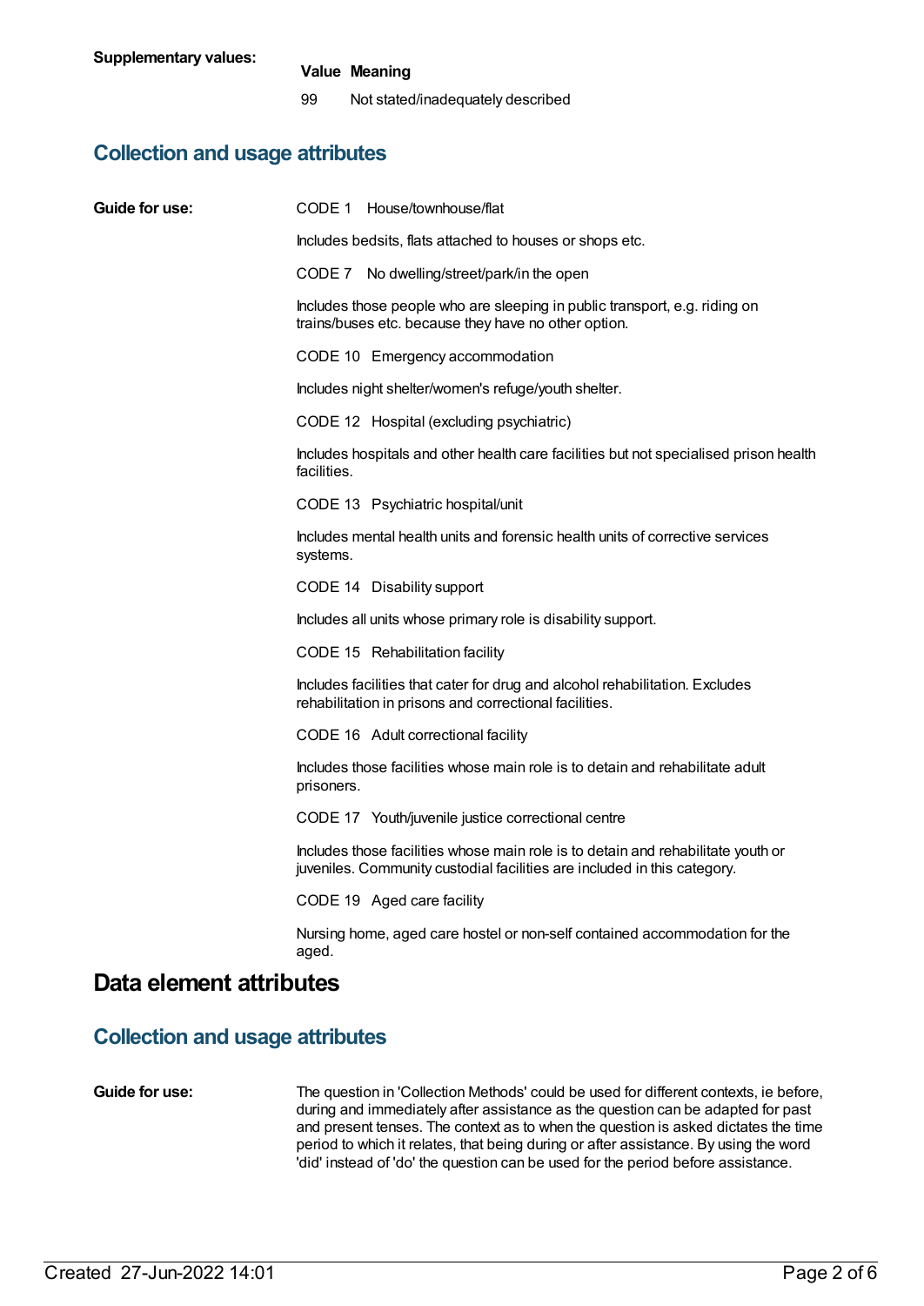**Supplementary values:**

| Value | Meaning |
|---|---|
| 99 | Not stated/inadequately described |

## Collection and usage attributes

**Guide for use:**

CODE 1 House/townhouse/flat

Includes bedsits, flats attached to houses or shops etc.

CODE 7 No dwelling/street/park/in the open

Includes those people who are sleeping in public transport, e.g. riding on trains/buses etc. because they have no other option.

CODE 10 Emergency accommodation

Includes night shelter/women's refuge/youth shelter.

CODE 12 Hospital (excluding psychiatric)

Includes hospitals and other health care facilities but not specialised prison health facilities.

CODE 13 Psychiatric hospital/unit

Includes mental health units and forensic health units of corrective services systems.

CODE 14 Disability support

Includes all units whose primary role is disability support.

CODE 15 Rehabilitation facility

Includes facilities that cater for drug and alcohol rehabilitation. Excludes rehabilitation in prisons and correctional facilities.

CODE 16 Adult correctional facility

Includes those facilities whose main role is to detain and rehabilitate adult prisoners.

CODE 17 Youth/juvenile justice correctional centre

Includes those facilities whose main role is to detain and rehabilitate youth or juveniles. Community custodial facilities are included in this category.

CODE 19 Aged care facility

Nursing home, aged care hostel or non-self contained accommodation for the aged.

# Data element attributes

## Collection and usage attributes

**Guide for use:**

The question in 'Collection Methods' could be used for different contexts, ie before, during and immediately after assistance as the question can be adapted for past and present tenses. The context as to when the question is asked dictates the time period to which it relates, that being during or after assistance. By using the word 'did' instead of 'do' the question can be used for the period before assistance.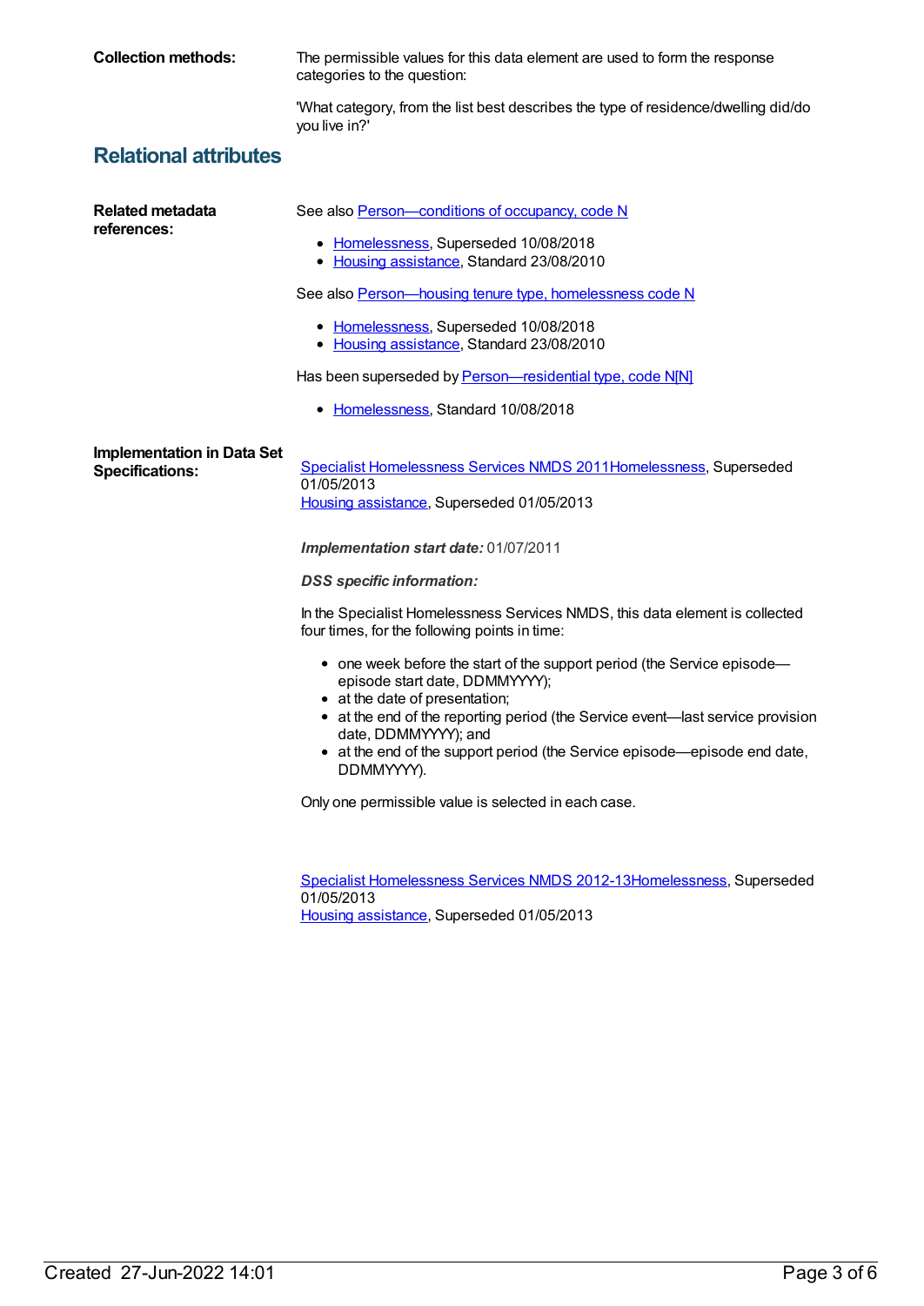**Collection methods:** The permissible values for this data element are used to form the response categories to the question:

'What category, from the list best describes the type of residence/dwelling did/do you live in?'

## Relational attributes

**Related metadata references:**

See also Person—conditions of occupancy, code N

- Homelessness, Superseded 10/08/2018
- Housing assistance, Standard 23/08/2010

See also Person—housing tenure type, homelessness code N

- Homelessness, Superseded 10/08/2018
- Housing assistance, Standard 23/08/2010

Has been superseded by Person—residential type, code N[N]

- Homelessness, Standard 10/08/2018

**Implementation in Data Set Specifications:**

Specialist Homelessness Services NMDS 2011Homelessness, Superseded 01/05/2013
Housing assistance, Superseded 01/05/2013

***Implementation start date:*** 01/07/2011

***DSS specific information:***

In the Specialist Homelessness Services NMDS, this data element is collected four times, for the following points in time:

- one week before the start of the support period (the Service episode—episode start date, DDMMYYYY);
- at the date of presentation;
- at the end of the reporting period (the Service event—last service provision date, DDMMYYYY); and
- at the end of the support period (the Service episode—episode end date, DDMMYYYY).

Only one permissible value is selected in each case.

Specialist Homelessness Services NMDS 2012-13Homelessness, Superseded 01/05/2013
Housing assistance, Superseded 01/05/2013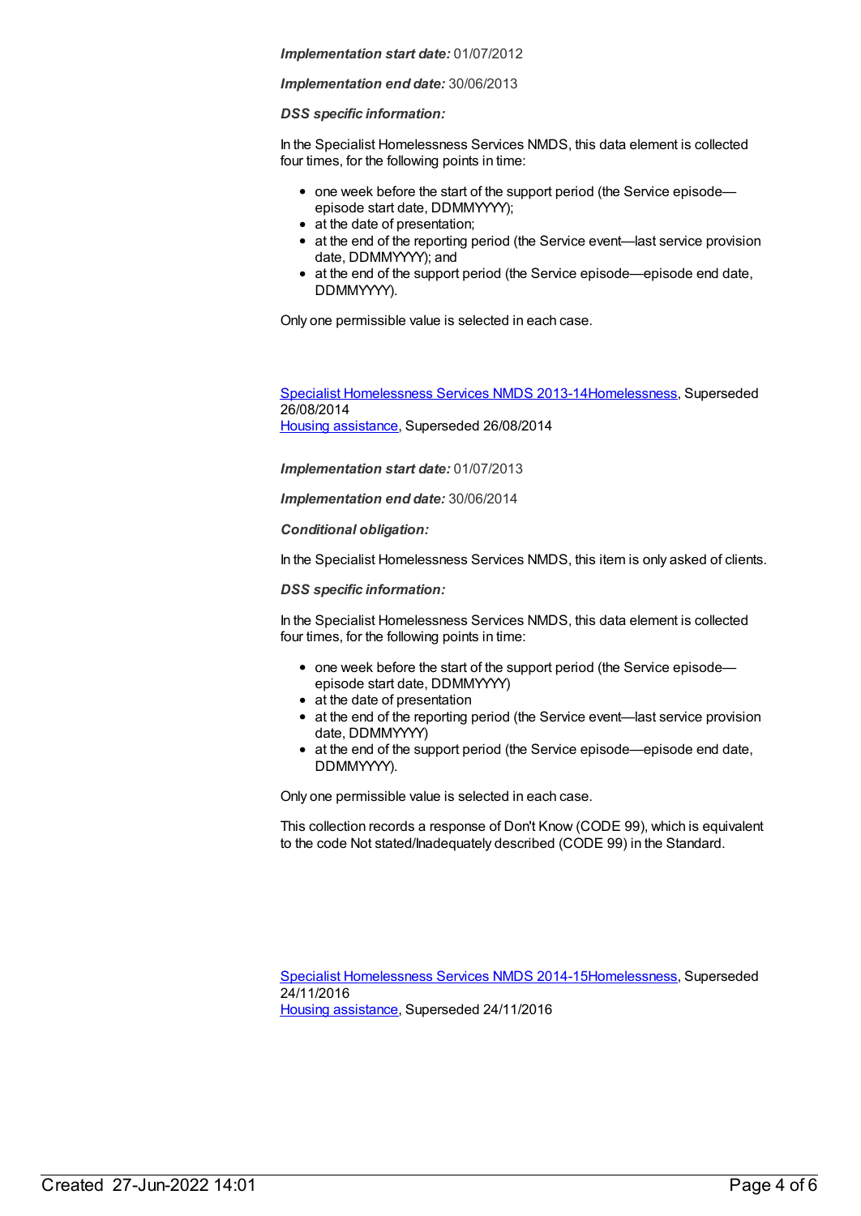***Implementation start date:*** 01/07/2012

***Implementation end date:*** 30/06/2013

***DSS specific information:***

In the Specialist Homelessness Services NMDS, this data element is collected four times, for the following points in time:

- one week before the start of the support period (the Service episode—episode start date, DDMMYYYY);
- at the date of presentation;
- at the end of the reporting period (the Service event—last service provision date, DDMMYYYY); and
- at the end of the support period (the Service episode—episode end date, DDMMYYYY).

Only one permissible value is selected in each case.

Specialist Homelessness Services NMDS 2013-14Homelessness, Superseded 26/08/2014
Housing assistance, Superseded 26/08/2014

***Implementation start date:*** 01/07/2013

***Implementation end date:*** 30/06/2014

***Conditional obligation:***

In the Specialist Homelessness Services NMDS, this item is only asked of clients.

***DSS specific information:***

In the Specialist Homelessness Services NMDS, this data element is collected four times, for the following points in time:

- one week before the start of the support period (the Service episode—episode start date, DDMMYYYY)
- at the date of presentation
- at the end of the reporting period (the Service event—last service provision date, DDMMYYYY)
- at the end of the support period (the Service episode—episode end date, DDMMYYYY).

Only one permissible value is selected in each case.

This collection records a response of Don't Know (CODE 99), which is equivalent to the code Not stated/Inadequately described (CODE 99) in the Standard.

Specialist Homelessness Services NMDS 2014-15Homelessness, Superseded 24/11/2016
Housing assistance, Superseded 24/11/2016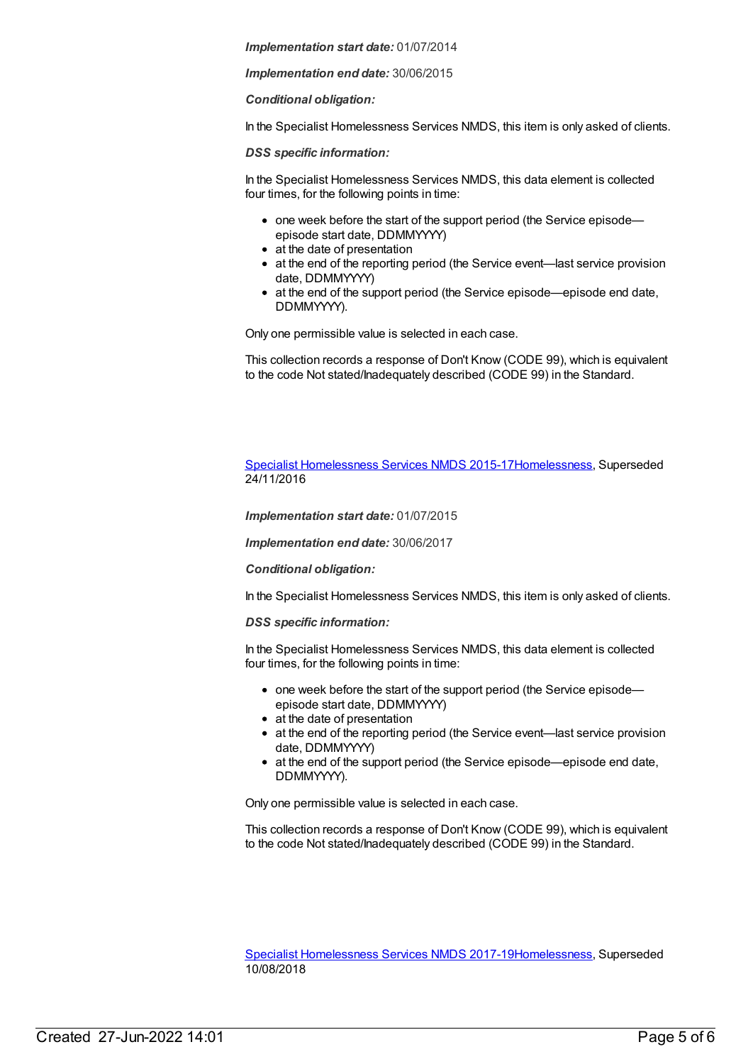***Implementation start date:*** 01/07/2014

***Implementation end date:*** 30/06/2015

***Conditional obligation:***

In the Specialist Homelessness Services NMDS, this item is only asked of clients.

***DSS specific information:***

In the Specialist Homelessness Services NMDS, this data element is collected four times, for the following points in time:

- one week before the start of the support period (the Service episode—episode start date, DDMMYYYY)
- at the date of presentation
- at the end of the reporting period (the Service event—last service provision date, DDMMYYYY)
- at the end of the support period (the Service episode—episode end date, DDMMYYYY).

Only one permissible value is selected in each case.

This collection records a response of Don't Know (CODE 99), which is equivalent to the code Not stated/Inadequately described (CODE 99) in the Standard.

[Specialist Homelessness Services NMDS 2015-17Homelessness](), Superseded 24/11/2016

***Implementation start date:*** 01/07/2015

***Implementation end date:*** 30/06/2017

***Conditional obligation:***

In the Specialist Homelessness Services NMDS, this item is only asked of clients.

***DSS specific information:***

In the Specialist Homelessness Services NMDS, this data element is collected four times, for the following points in time:

- one week before the start of the support period (the Service episode—episode start date, DDMMYYYY)
- at the date of presentation
- at the end of the reporting period (the Service event—last service provision date, DDMMYYYY)
- at the end of the support period (the Service episode—episode end date, DDMMYYYY).

Only one permissible value is selected in each case.

This collection records a response of Don't Know (CODE 99), which is equivalent to the code Not stated/Inadequately described (CODE 99) in the Standard.

[Specialist Homelessness Services NMDS 2017-19Homelessness](), Superseded 10/08/2018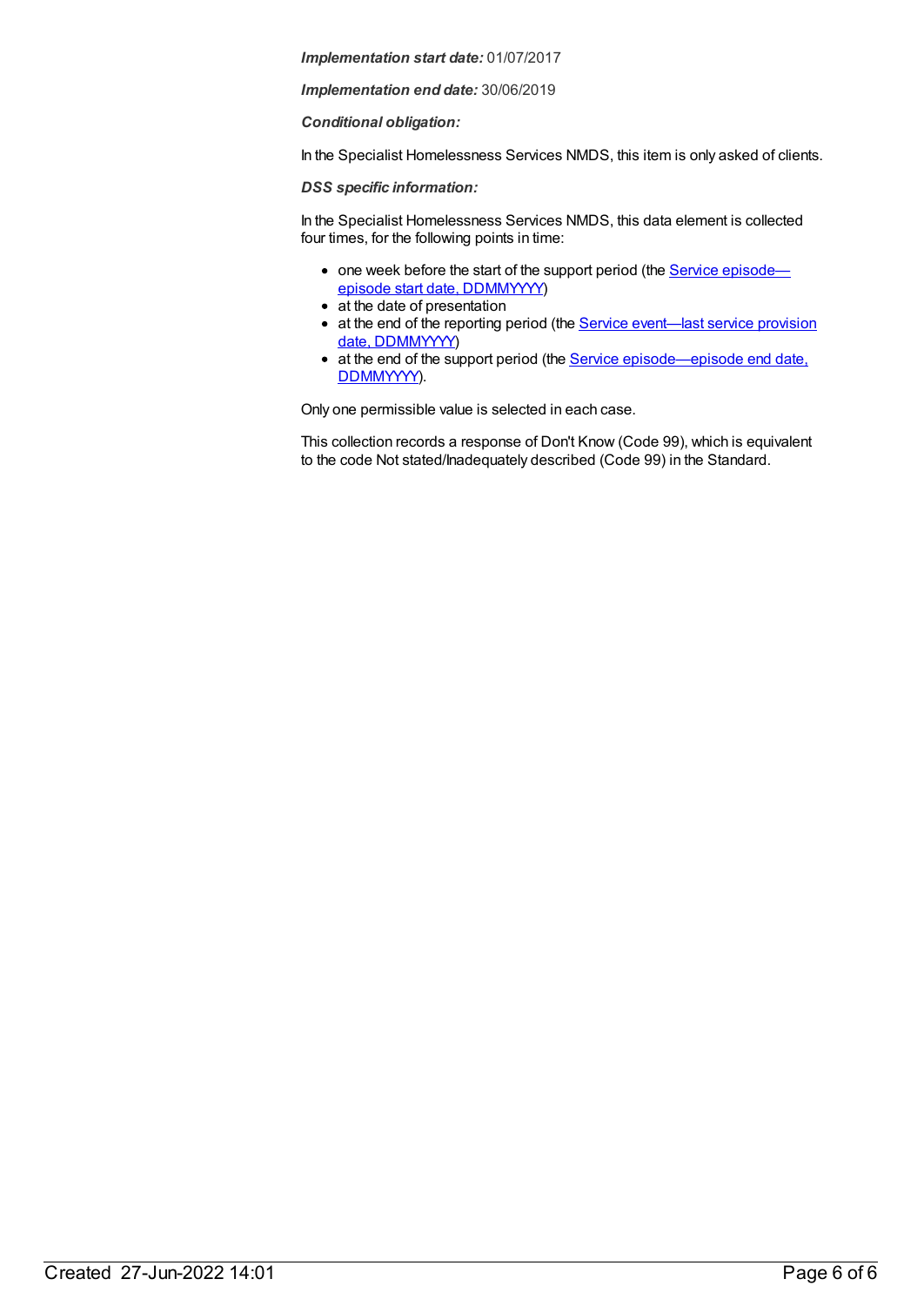***Implementation start date:*** 01/07/2017

***Implementation end date:*** 30/06/2019

***Conditional obligation:***

In the Specialist Homelessness Services NMDS, this item is only asked of clients.

***DSS specific information:***

In the Specialist Homelessness Services NMDS, this data element is collected four times, for the following points in time:

- one week before the start of the support period (the Service episode—episode start date, DDMMYYYY)
- at the date of presentation
- at the end of the reporting period (the Service event—last service provision date, DDMMYYYY)
- at the end of the support period (the Service episode—episode end date, DDMMYYYY).

Only one permissible value is selected in each case.

This collection records a response of Don't Know (Code 99), which is equivalent to the code Not stated/Inadequately described (Code 99) in the Standard.